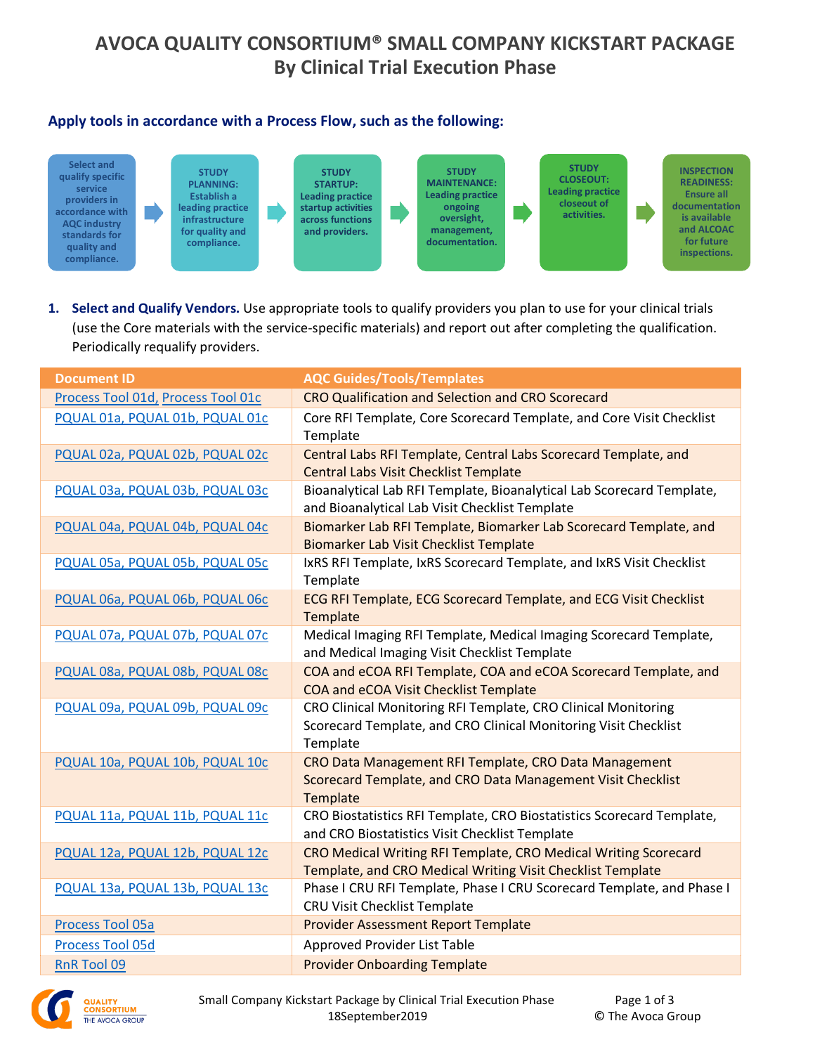# AVOCA QUALITY CONSORTIUM® SMALL COMPANY KICKSTART PACKAGE
## By Clinical Trial Execution Phase

### Apply tools in accordance with a Process Flow, such as the following:

Select and qualify specific service providers in accordance with AQC industry standards for quality and compliance. → **STUDY PLANNING:** Establish a leading practice infrastructure for quality and compliance. → **STUDY STARTUP:** Leading practice startup activities across functions and providers. → **STUDY MAINTENANCE:** Leading practice ongoing oversight, management, documentation. → **STUDY CLOSEOUT:** Leading practice closeout of activities. → **INSPECTION READINESS:** Ensure all documentation is available and ALCOAC for future inspections.

1. **Select and Qualify Vendors.** Use appropriate tools to qualify providers you plan to use for your clinical trials (use the Core materials with the service-specific materials) and report out after completing the qualification. Periodically requalify providers.

| Document ID | AQC Guides/Tools/Templates |
| --- | --- |
| Process Tool 01d, Process Tool 01c | CRO Qualification and Selection and CRO Scorecard |
| PQUAL 01a, PQUAL 01b, PQUAL 01c | Core RFI Template, Core Scorecard Template, and Core Visit Checklist Template |
| PQUAL 02a, PQUAL 02b, PQUAL 02c | Central Labs RFI Template, Central Labs Scorecard Template, and Central Labs Visit Checklist Template |
| PQUAL 03a, PQUAL 03b, PQUAL 03c | Bioanalytical Lab RFI Template, Bioanalytical Lab Scorecard Template, and Bioanalytical Lab Visit Checklist Template |
| PQUAL 04a, PQUAL 04b, PQUAL 04c | Biomarker Lab RFI Template, Biomarker Lab Scorecard Template, and Biomarker Lab Visit Checklist Template |
| PQUAL 05a, PQUAL 05b, PQUAL 05c | IxRS RFI Template, IxRS Scorecard Template, and IxRS Visit Checklist Template |
| PQUAL 06a, PQUAL 06b, PQUAL 06c | ECG RFI Template, ECG Scorecard Template, and ECG Visit Checklist Template |
| PQUAL 07a, PQUAL 07b, PQUAL 07c | Medical Imaging RFI Template, Medical Imaging Scorecard Template, and Medical Imaging Visit Checklist Template |
| PQUAL 08a, PQUAL 08b, PQUAL 08c | COA and eCOA RFI Template, COA and eCOA Scorecard Template, and COA and eCOA Visit Checklist Template |
| PQUAL 09a, PQUAL 09b, PQUAL 09c | CRO Clinical Monitoring RFI Template, CRO Clinical Monitoring Scorecard Template, and CRO Clinical Monitoring Visit Checklist Template |
| PQUAL 10a, PQUAL 10b, PQUAL 10c | CRO Data Management RFI Template, CRO Data Management Scorecard Template, and CRO Data Management Visit Checklist Template |
| PQUAL 11a, PQUAL 11b, PQUAL 11c | CRO Biostatistics RFI Template, CRO Biostatistics Scorecard Template, and CRO Biostatistics Visit Checklist Template |
| PQUAL 12a, PQUAL 12b, PQUAL 12c | CRO Medical Writing RFI Template, CRO Medical Writing Scorecard Template, and CRO Medical Writing Visit Checklist Template |
| PQUAL 13a, PQUAL 13b, PQUAL 13c | Phase I CRU RFI Template, Phase I CRU Scorecard Template, and Phase I CRU Visit Checklist Template |
| Process Tool 05a | Provider Assessment Report Template |
| Process Tool 05d | Approved Provider List Table |
| RnR Tool 09 | Provider Onboarding Template |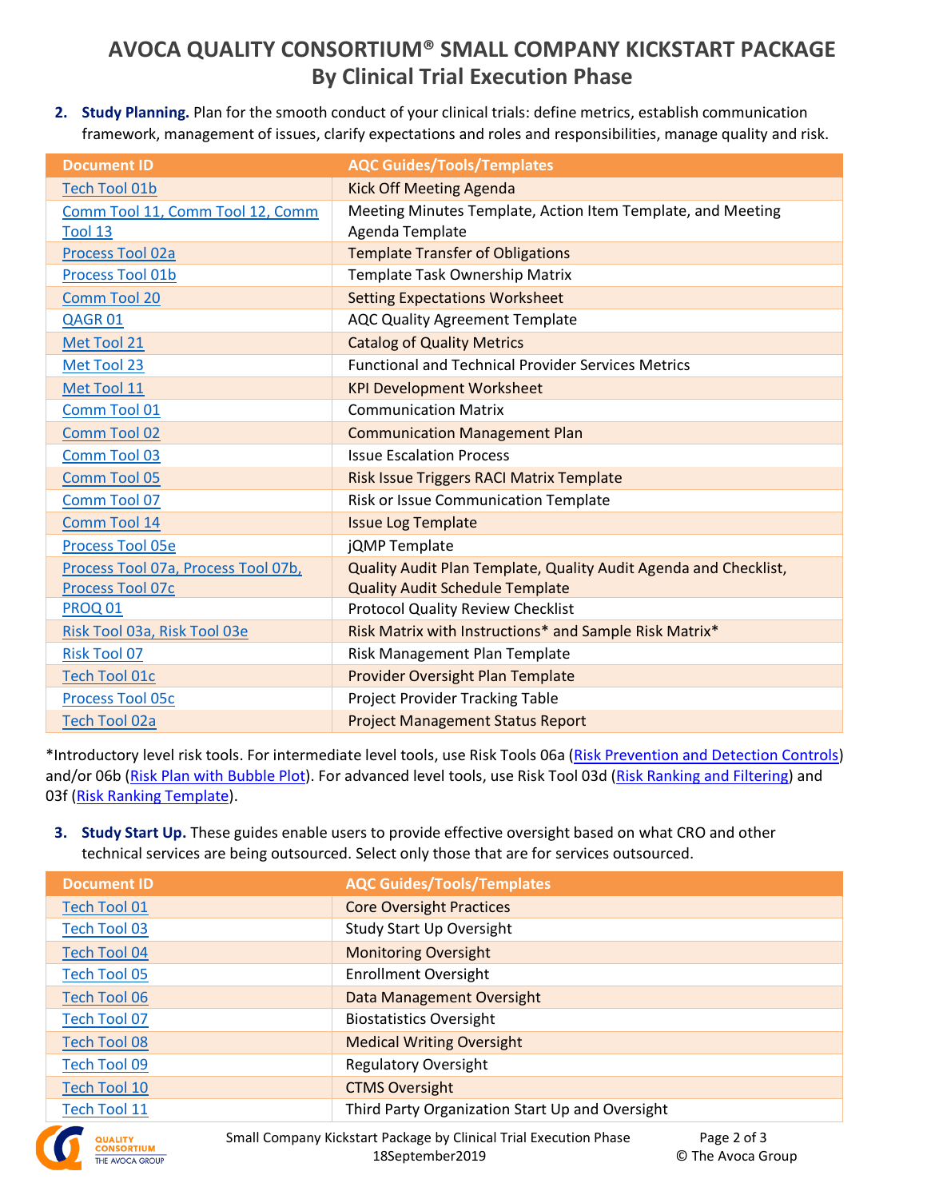# AVOCA QUALITY CONSORTIUM® SMALL COMPANY KICKSTART PACKAGE
## By Clinical Trial Execution Phase

2. **Study Planning.** Plan for the smooth conduct of your clinical trials: define metrics, establish communication framework, management of issues, clarify expectations and roles and responsibilities, manage quality and risk.

| Document ID | AQC Guides/Tools/Templates |
|---|---|
| Tech Tool 01b | Kick Off Meeting Agenda |
| Comm Tool 11, Comm Tool 12, Comm Tool 13 | Meeting Minutes Template, Action Item Template, and Meeting Agenda Template |
| Process Tool 02a | Template Transfer of Obligations |
| Process Tool 01b | Template Task Ownership Matrix |
| Comm Tool 20 | Setting Expectations Worksheet |
| QAGR 01 | AQC Quality Agreement Template |
| Met Tool 21 | Catalog of Quality Metrics |
| Met Tool 23 | Functional and Technical Provider Services Metrics |
| Met Tool 11 | KPI Development Worksheet |
| Comm Tool 01 | Communication Matrix |
| Comm Tool 02 | Communication Management Plan |
| Comm Tool 03 | Issue Escalation Process |
| Comm Tool 05 | Risk Issue Triggers RACI Matrix Template |
| Comm Tool 07 | Risk or Issue Communication Template |
| Comm Tool 14 | Issue Log Template |
| Process Tool 05e | jQMP Template |
| Process Tool 07a, Process Tool 07b, Process Tool 07c | Quality Audit Plan Template, Quality Audit Agenda and Checklist, Quality Audit Schedule Template |
| PROQ 01 | Protocol Quality Review Checklist |
| Risk Tool 03a, Risk Tool 03e | Risk Matrix with Instructions* and Sample Risk Matrix* |
| Risk Tool 07 | Risk Management Plan Template |
| Tech Tool 01c | Provider Oversight Plan Template |
| Process Tool 05c | Project Provider Tracking Table |
| Tech Tool 02a | Project Management Status Report |

*Introductory level risk tools. For intermediate level tools, use Risk Tools 06a (Risk Prevention and Detection Controls) and/or 06b (Risk Plan with Bubble Plot). For advanced level tools, use Risk Tool 03d (Risk Ranking and Filtering) and 03f (Risk Ranking Template).

3. **Study Start Up.** These guides enable users to provide effective oversight based on what CRO and other technical services are being outsourced. Select only those that are for services outsourced.

| Document ID | AQC Guides/Tools/Templates |
|---|---|
| Tech Tool 01 | Core Oversight Practices |
| Tech Tool 03 | Study Start Up Oversight |
| Tech Tool 04 | Monitoring Oversight |
| Tech Tool 05 | Enrollment Oversight |
| Tech Tool 06 | Data Management Oversight |
| Tech Tool 07 | Biostatistics Oversight |
| Tech Tool 08 | Medical Writing Oversight |
| Tech Tool 09 | Regulatory Oversight |
| Tech Tool 10 | CTMS Oversight |
| Tech Tool 11 | Third Party Organization Start Up and Oversight |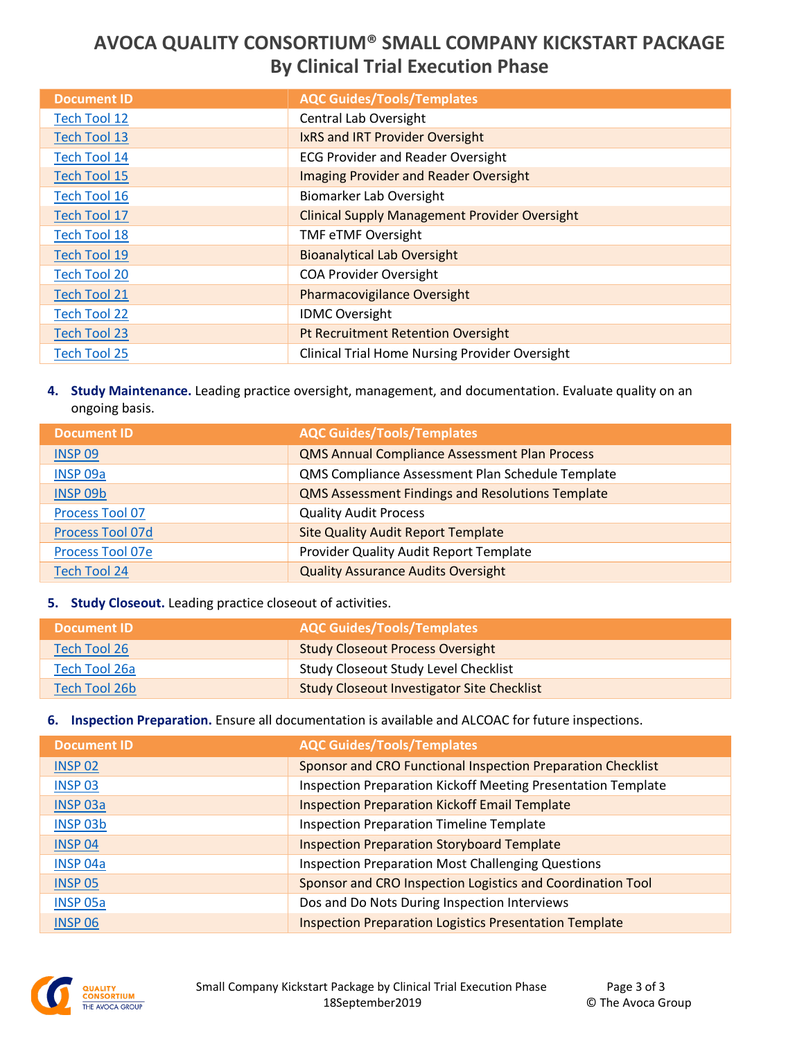# AVOCA QUALITY CONSORTIUM® SMALL COMPANY KICKSTART PACKAGE
## By Clinical Trial Execution Phase

| Document ID | AQC Guides/Tools/Templates |
|---|---|
| Tech Tool 12 | Central Lab Oversight |
| Tech Tool 13 | IxRS and IRT Provider Oversight |
| Tech Tool 14 | ECG Provider and Reader Oversight |
| Tech Tool 15 | Imaging Provider and Reader Oversight |
| Tech Tool 16 | Biomarker Lab Oversight |
| Tech Tool 17 | Clinical Supply Management Provider Oversight |
| Tech Tool 18 | TMF eTMF Oversight |
| Tech Tool 19 | Bioanalytical Lab Oversight |
| Tech Tool 20 | COA Provider Oversight |
| Tech Tool 21 | Pharmacovigilance Oversight |
| Tech Tool 22 | IDMC Oversight |
| Tech Tool 23 | Pt Recruitment Retention Oversight |
| Tech Tool 25 | Clinical Trial Home Nursing Provider Oversight |

4. **Study Maintenance.** Leading practice oversight, management, and documentation. Evaluate quality on an ongoing basis.

| Document ID | AQC Guides/Tools/Templates |
|---|---|
| INSP 09 | QMS Annual Compliance Assessment Plan Process |
| INSP 09a | QMS Compliance Assessment Plan Schedule Template |
| INSP 09b | QMS Assessment Findings and Resolutions Template |
| Process Tool 07 | Quality Audit Process |
| Process Tool 07d | Site Quality Audit Report Template |
| Process Tool 07e | Provider Quality Audit Report Template |
| Tech Tool 24 | Quality Assurance Audits Oversight |

5. **Study Closeout.** Leading practice closeout of activities.

| Document ID | AQC Guides/Tools/Templates |
|---|---|
| Tech Tool 26 | Study Closeout Process Oversight |
| Tech Tool 26a | Study Closeout Study Level Checklist |
| Tech Tool 26b | Study Closeout Investigator Site Checklist |

6. **Inspection Preparation.** Ensure all documentation is available and ALCOAC for future inspections.

| Document ID | AQC Guides/Tools/Templates |
|---|---|
| INSP 02 | Sponsor and CRO Functional Inspection Preparation Checklist |
| INSP 03 | Inspection Preparation Kickoff Meeting Presentation Template |
| INSP 03a | Inspection Preparation Kickoff Email Template |
| INSP 03b | Inspection Preparation Timeline Template |
| INSP 04 | Inspection Preparation Storyboard Template |
| INSP 04a | Inspection Preparation Most Challenging Questions |
| INSP 05 | Sponsor and CRO Inspection Logistics and Coordination Tool |
| INSP 05a | Dos and Do Nots During Inspection Interviews |
| INSP 06 | Inspection Preparation Logistics Presentation Template |